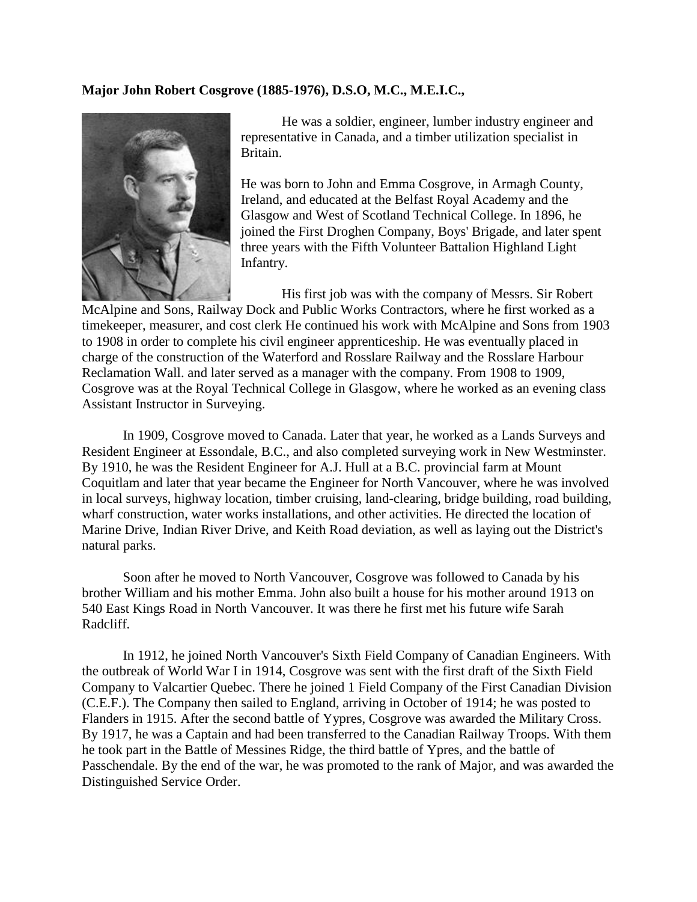**Major John Robert Cosgrove (1885-1976), D.S.O, M.C., M.E.I.C.,**

He was a soldier, engineer, lumber industry engineer and representative in Canada, and a timber utilization specialist in Britain.

He was born to John and Emma Cosgrove, in Armagh County, Ireland, and educated at the Belfast Royal Academy and the Glasgow and West of Scotland Technical College. In 1896, he joined the First Droghen Company, Boys' Brigade, and later spent three years with the Fifth Volunteer Battalion Highland Light Infantry.

His first job was with the company of Messrs. Sir Robert McAlpine and Sons, Railway Dock and Public Works Contractors, where he first worked as a timekeeper, measurer, and cost clerk He continued his work with McAlpine and Sons from 1903 to 1908 in order to complete his civil engineer apprenticeship. He was eventually placed in charge of the construction of the Waterford and Rosslare Railway and the Rosslare Harbour Reclamation Wall. and later served as a manager with the company. From 1908 to 1909, Cosgrove was at the Royal Technical College in Glasgow, where he worked as an evening class Assistant Instructor in Surveying.

In 1909, Cosgrove moved to Canada. Later that year, he worked as a Lands Surveys and Resident Engineer at Essondale, B.C., and also completed surveying work in New Westminster. By 1910, he was the Resident Engineer for A.J. Hull at a B.C. provincial farm at Mount Coquitlam and later that year became the Engineer for North Vancouver, where he was involved in local surveys, highway location, timber cruising, land-clearing, bridge building, road building, wharf construction, water works installations, and other activities. He directed the location of Marine Drive, Indian River Drive, and Keith Road deviation, as well as laying out the District's natural parks.

Soon after he moved to North Vancouver, Cosgrove was followed to Canada by his brother William and his mother Emma. John also built a house for his mother around 1913 on 540 East Kings Road in North Vancouver. It was there he first met his future wife Sarah Radcliff.

In 1912, he joined North Vancouver's Sixth Field Company of Canadian Engineers. With the outbreak of World War I in 1914, Cosgrove was sent with the first draft of the Sixth Field Company to Valcartier Quebec. There he joined 1 Field Company of the First Canadian Division (C.E.F.). The Company then sailed to England, arriving in October of 1914; he was posted to Flanders in 1915. After the second battle of Yypres, Cosgrove was awarded the Military Cross. By 1917, he was a Captain and had been transferred to the Canadian Railway Troops. With them he took part in the Battle of Messines Ridge, the third battle of Ypres, and the battle of Passchendale. By the end of the war, he was promoted to the rank of Major, and was awarded the Distinguished Service Order.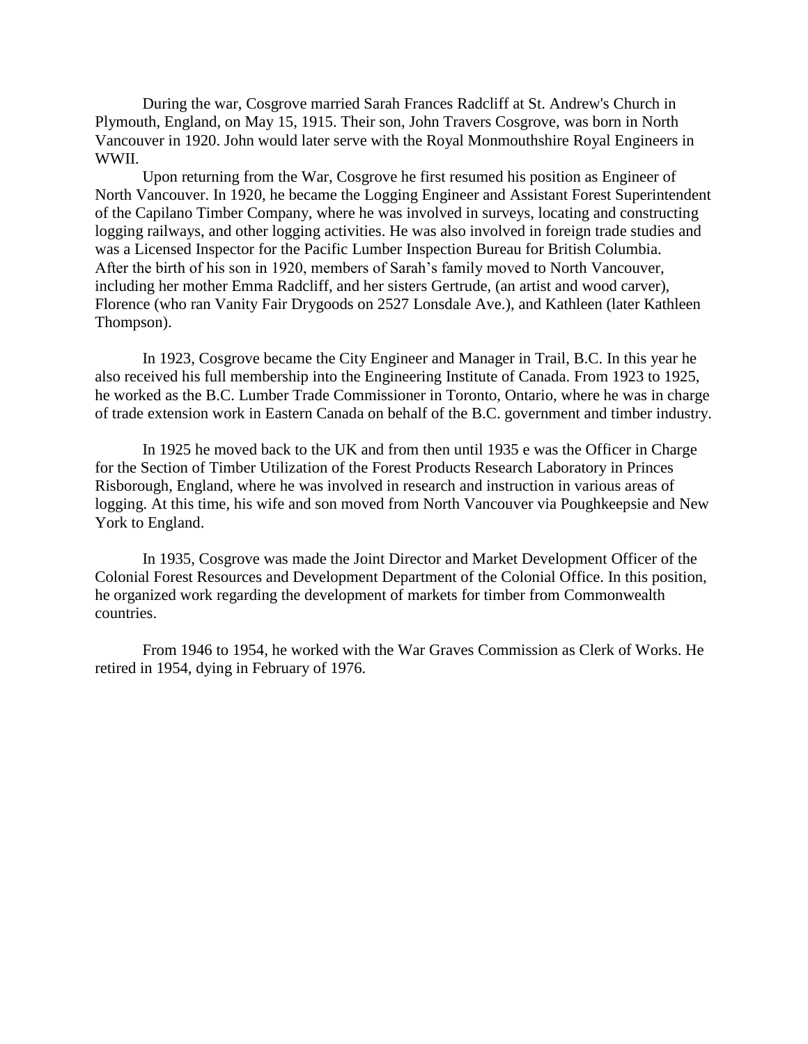During the war, Cosgrove married Sarah Frances Radcliff at St. Andrew's Church in Plymouth, England, on May 15, 1915. Their son, John Travers Cosgrove, was born in North Vancouver in 1920. John would later serve with the Royal Monmouthshire Royal Engineers in WWII.

Upon returning from the War, Cosgrove he first resumed his position as Engineer of North Vancouver. In 1920, he became the Logging Engineer and Assistant Forest Superintendent of the Capilano Timber Company, where he was involved in surveys, locating and constructing logging railways, and other logging activities. He was also involved in foreign trade studies and was a Licensed Inspector for the Pacific Lumber Inspection Bureau for British Columbia. After the birth of his son in 1920, members of Sarah's family moved to North Vancouver, including her mother Emma Radcliff, and her sisters Gertrude, (an artist and wood carver), Florence (who ran Vanity Fair Drygoods on 2527 Lonsdale Ave.), and Kathleen (later Kathleen Thompson).

In 1923, Cosgrove became the City Engineer and Manager in Trail, B.C. In this year he also received his full membership into the Engineering Institute of Canada. From 1923 to 1925, he worked as the B.C. Lumber Trade Commissioner in Toronto, Ontario, where he was in charge of trade extension work in Eastern Canada on behalf of the B.C. government and timber industry.

In 1925 he moved back to the UK and from then until 1935 e was the Officer in Charge for the Section of Timber Utilization of the Forest Products Research Laboratory in Princes Risborough, England, where he was involved in research and instruction in various areas of logging. At this time, his wife and son moved from North Vancouver via Poughkeepsie and New York to England.

In 1935, Cosgrove was made the Joint Director and Market Development Officer of the Colonial Forest Resources and Development Department of the Colonial Office. In this position, he organized work regarding the development of markets for timber from Commonwealth countries.

From 1946 to 1954, he worked with the War Graves Commission as Clerk of Works. He retired in 1954, dying in February of 1976.